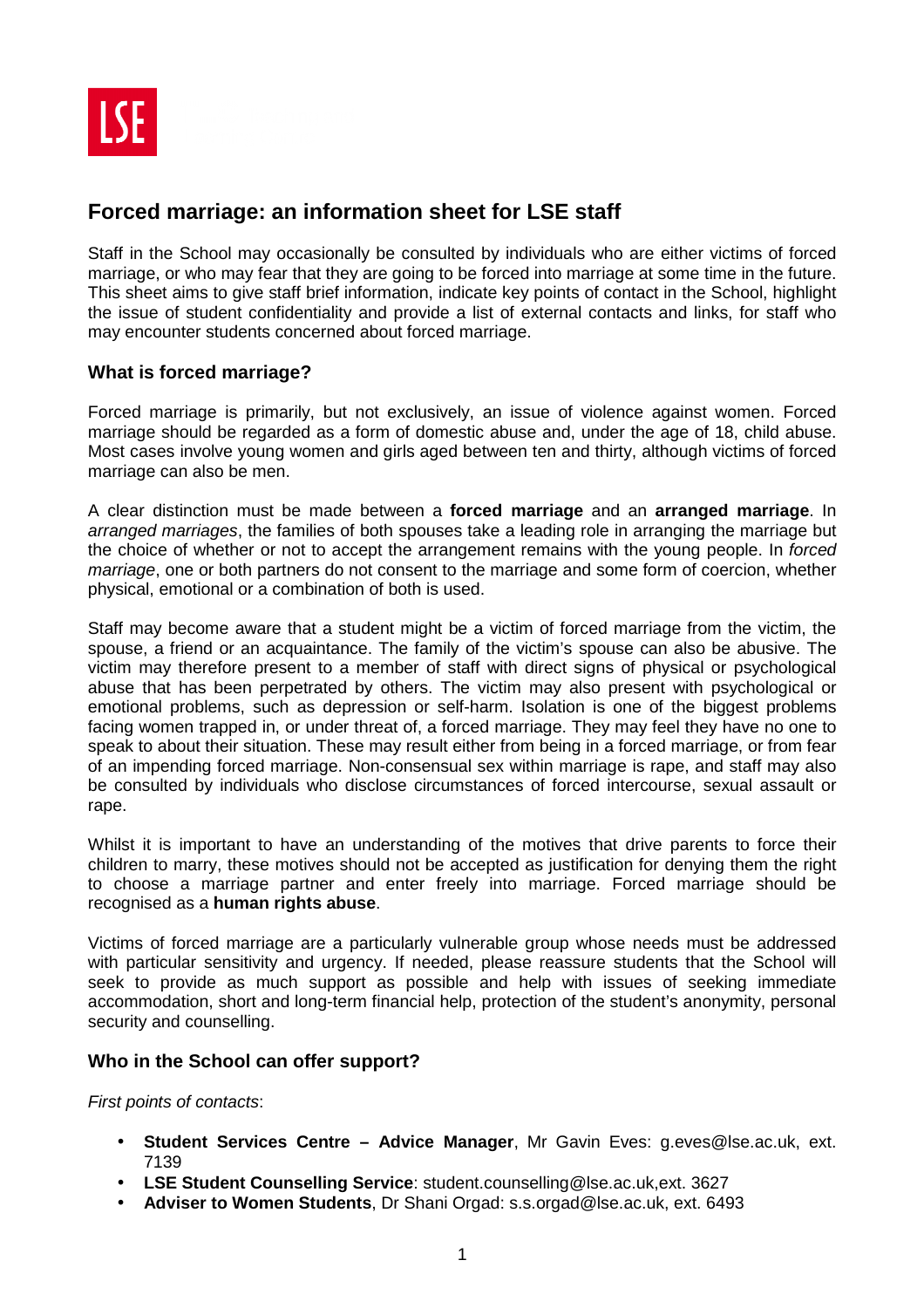LSE

# Forced marriage: an information sheet for LSE staff

Staff in the School may occasionally be consulted by individuals who are either victims of forced marriage, or who may fear that they are going to be forced into marriage at some time in the future. This sheet aims to give staff brief information, indicate key points of contact in the School, highlight the issue of student confidentiality and provide a list of external contacts and links, for staff who may encounter students concerned about forced marriage.

## What is forced marriage?

Forced marriage is primarily, but not exclusively, an issue of violence against women. Forced marriage should be regarded as a form of domestic abuse and, under the age of 18, child abuse. Most cases involve young women and girls aged between ten and thirty, although victims of forced marriage can also be men.

A clear distinction must be made between a **forced marriage** and an **arranged marriage**. In *arranged marriages*, the families of both spouses take a leading role in arranging the marriage but the choice of whether or not to accept the arrangement remains with the young people. In *forced marriage*, one or both partners do not consent to the marriage and some form of coercion, whether physical, emotional or a combination of both is used.

Staff may become aware that a student might be a victim of forced marriage from the victim, the spouse, a friend or an acquaintance. The family of the victim's spouse can also be abusive. The victim may therefore present to a member of staff with direct signs of physical or psychological abuse that has been perpetrated by others. The victim may also present with psychological or emotional problems, such as depression or self-harm. Isolation is one of the biggest problems facing women trapped in, or under threat of, a forced marriage. They may feel they have no one to speak to about their situation. These may result either from being in a forced marriage, or from fear of an impending forced marriage. Non-consensual sex within marriage is rape, and staff may also be consulted by individuals who disclose circumstances of forced intercourse, sexual assault or rape.

Whilst it is important to have an understanding of the motives that drive parents to force their children to marry, these motives should not be accepted as justification for denying them the right to choose a marriage partner and enter freely into marriage. Forced marriage should be recognised as a **human rights abuse**.

Victims of forced marriage are a particularly vulnerable group whose needs must be addressed with particular sensitivity and urgency. If needed, please reassure students that the School will seek to provide as much support as possible and help with issues of seeking immediate accommodation, short and long-term financial help, protection of the student's anonymity, personal security and counselling.

## Who in the School can offer support?

*First points of contacts*:

- **Student Services Centre – Advice Manager**, Mr Gavin Eves: g.eves@lse.ac.uk, ext. 7139
- **LSE Student Counselling Service**: student.counselling@lse.ac.uk,ext. 3627
- **Adviser to Women Students**, Dr Shani Orgad: s.s.orgad@lse.ac.uk, ext. 6493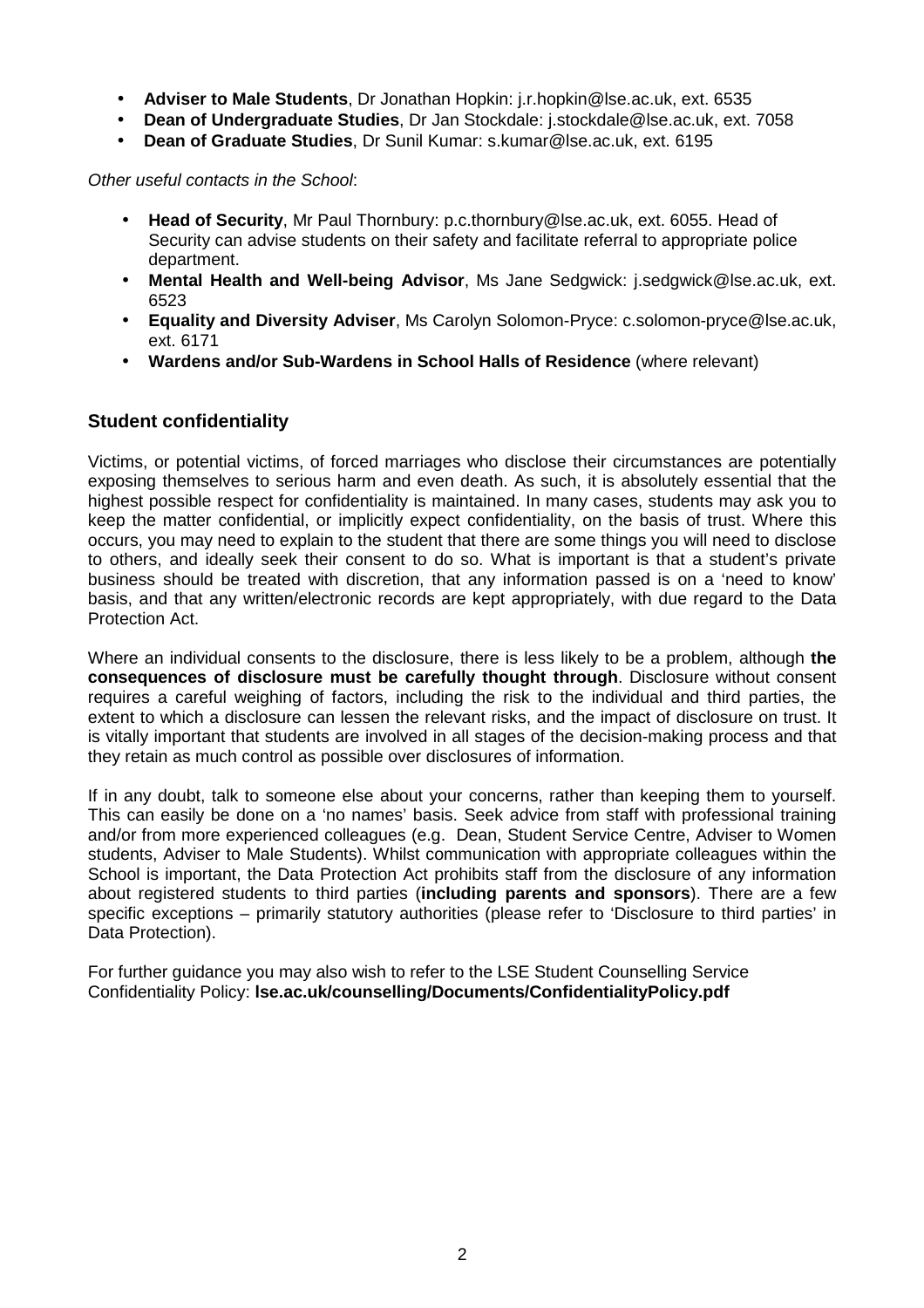- **Adviser to Male Students**, Dr Jonathan Hopkin: j.r.hopkin@lse.ac.uk, ext. 6535
- **Dean of Undergraduate Studies**, Dr Jan Stockdale: j.stockdale@lse.ac.uk, ext. 7058
- **Dean of Graduate Studies**, Dr Sunil Kumar: s.kumar@lse.ac.uk, ext. 6195

*Other useful contacts in the School*:

- **Head of Security**, Mr Paul Thornbury: p.c.thornbury@lse.ac.uk, ext. 6055. Head of Security can advise students on their safety and facilitate referral to appropriate police department.
- **Mental Health and Well-being Advisor**, Ms Jane Sedgwick: j.sedgwick@lse.ac.uk, ext. 6523
- **Equality and Diversity Adviser**, Ms Carolyn Solomon-Pryce: c.solomon-pryce@lse.ac.uk, ext. 6171
- **Wardens and/or Sub-Wardens in School Halls of Residence** (where relevant)

## Student confidentiality

Victims, or potential victims, of forced marriages who disclose their circumstances are potentially exposing themselves to serious harm and even death. As such, it is absolutely essential that the highest possible respect for confidentiality is maintained. In many cases, students may ask you to keep the matter confidential, or implicitly expect confidentiality, on the basis of trust. Where this occurs, you may need to explain to the student that there are some things you will need to disclose to others, and ideally seek their consent to do so. What is important is that a student's private business should be treated with discretion, that any information passed is on a 'need to know' basis, and that any written/electronic records are kept appropriately, with due regard to the Data Protection Act.

Where an individual consents to the disclosure, there is less likely to be a problem, although **the consequences of disclosure must be carefully thought through**. Disclosure without consent requires a careful weighing of factors, including the risk to the individual and third parties, the extent to which a disclosure can lessen the relevant risks, and the impact of disclosure on trust. It is vitally important that students are involved in all stages of the decision-making process and that they retain as much control as possible over disclosures of information.

If in any doubt, talk to someone else about your concerns, rather than keeping them to yourself. This can easily be done on a 'no names' basis. Seek advice from staff with professional training and/or from more experienced colleagues (e.g. Dean, Student Service Centre, Adviser to Women students, Adviser to Male Students). Whilst communication with appropriate colleagues within the School is important, the Data Protection Act prohibits staff from the disclosure of any information about registered students to third parties (**including parents and sponsors**). There are a few specific exceptions – primarily statutory authorities (please refer to 'Disclosure to third parties' in Data Protection).

For further guidance you may also wish to refer to the LSE Student Counselling Service Confidentiality Policy: **lse.ac.uk/counselling/Documents/ConfidentialityPolicy.pdf**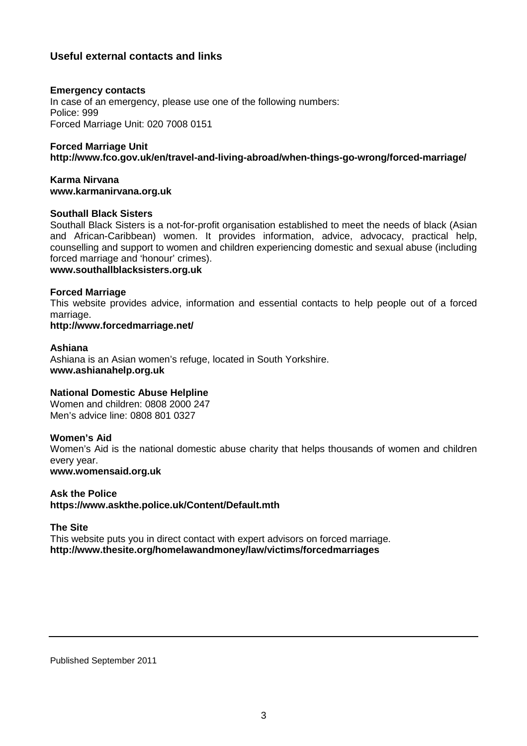## Useful external contacts and links

**Emergency contacts**
In case of an emergency, please use one of the following numbers:
Police: 999
Forced Marriage Unit: 020 7008 0151

**Forced Marriage Unit**
**http://www.fco.gov.uk/en/travel-and-living-abroad/when-things-go-wrong/forced-marriage/**

**Karma Nirvana**
**www.karmanirvana.org.uk**

**Southall Black Sisters**
Southall Black Sisters is a not-for-profit organisation established to meet the needs of black (Asian and African-Caribbean) women. It provides information, advice, advocacy, practical help, counselling and support to women and children experiencing domestic and sexual abuse (including forced marriage and 'honour' crimes).
**www.southallblacksisters.org.uk**

**Forced Marriage**
This website provides advice, information and essential contacts to help people out of a forced marriage.
**http://www.forcedmarriage.net/**

**Ashiana**
Ashiana is an Asian women's refuge, located in South Yorkshire.
**www.ashianahelp.org.uk**

**National Domestic Abuse Helpline**
Women and children: 0808 2000 247
Men's advice line: 0808 801 0327

**Women's Aid**
Women's Aid is the national domestic abuse charity that helps thousands of women and children every year.
**www.womensaid.org.uk**

**Ask the Police**
**https://www.askthe.police.uk/Content/Default.mth**

**The Site**
This website puts you in direct contact with expert advisors on forced marriage.
**http://www.thesite.org/homelawandmoney/law/victims/forcedmarriages**

---

Published September 2011